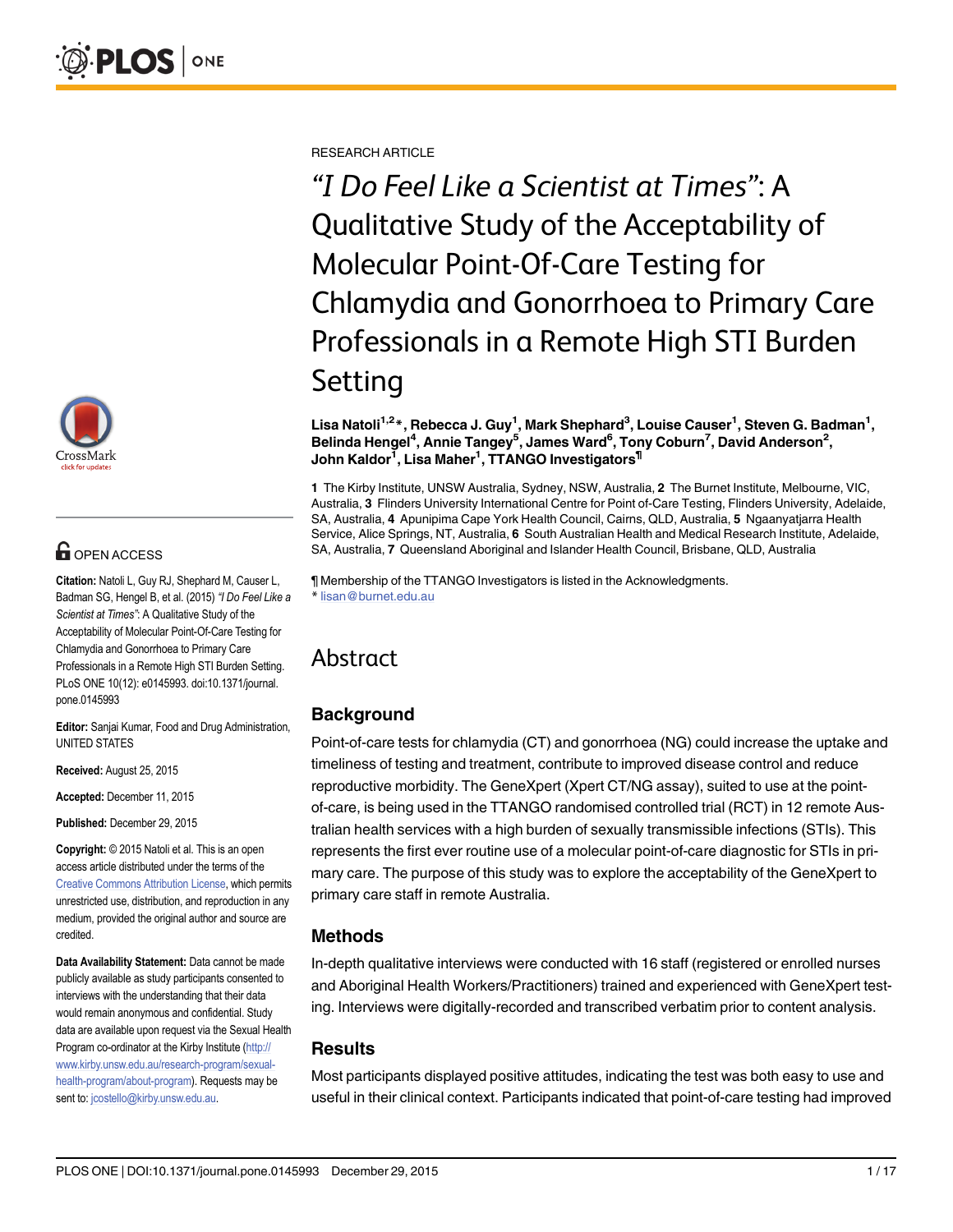RESEARCH ARTICLE

# *"I Do Feel Like a Scientist at Times"*: A Qualitative Study of the Acceptability of Molecular Point-Of-Care Testing for Chlamydia and Gonorrhoea to Primary Care Professionals in a Remote High STI Burden Setting

**Lisa Natoli[1,2]*, Rebecca J. Guy[1], Mark Shephard[3], Louise Causer[1], Steven G. Badman[1], Belinda Hengel[4], Annie Tangey[5], James Ward[6], Tony Coburn[7], David Anderson[2], John Kaldor[1], Lisa Maher[1], TTANGO Investigators¶**

**1** The Kirby Institute, UNSW Australia, Sydney, NSW, Australia, **2** The Burnet Institute, Melbourne, VIC, Australia, **3** Flinders University International Centre for Point of-Care Testing, Flinders University, Adelaide, SA, Australia, **4** Apunipima Cape York Health Council, Cairns, QLD, Australia, **5** Ngaanyatjarra Health Service, Alice Springs, NT, Australia, **6** South Australian Health and Medical Research Institute, Adelaide, SA, Australia, **7** Queensland Aboriginal and Islander Health Council, Brisbane, QLD, Australia

¶ Membership of the TTANGO Investigators is listed in the Acknowledgments.
* lisan@burnet.edu.au

OPEN ACCESS

**Citation:** Natoli L, Guy RJ, Shephard M, Causer L, Badman SG, Hengel B, et al. (2015) *"I Do Feel Like a Scientist at Times": A Qualitative Study of the Acceptability of Molecular Point-Of-Care Testing for Chlamydia and Gonorrhoea to Primary Care Professionals in a Remote High STI Burden Setting.* PLoS ONE 10(12): e0145993. doi:10.1371/journal.pone.0145993

**Editor:** Sanjai Kumar, Food and Drug Administration, UNITED STATES

**Received:** August 25, 2015

**Accepted:** December 11, 2015

**Published:** December 29, 2015

**Copyright:** © 2015 Natoli et al. This is an open access article distributed under the terms of the Creative Commons Attribution License, which permits unrestricted use, distribution, and reproduction in any medium, provided the original author and source are credited.

**Data Availability Statement:** Data cannot be made publicly available as study participants consented to interviews with the understanding that their data would remain anonymous and confidential. Study data are available upon request via the Sexual Health Program co-ordinator at the Kirby Institute (http://www.kirby.unsw.edu.au/research-program/sexual-health-program/about-program). Requests may be sent to: jcostello@kirby.unsw.edu.au.

## Abstract

### Background

Point-of-care tests for chlamydia (CT) and gonorrhoea (NG) could increase the uptake and timeliness of testing and treatment, contribute to improved disease control and reduce reproductive morbidity. The GeneXpert (Xpert CT/NG assay), suited to use at the point-of-care, is being used in the TTANGO randomised controlled trial (RCT) in 12 remote Australian health services with a high burden of sexually transmissible infections (STIs). This represents the first ever routine use of a molecular point-of-care diagnostic for STIs in primary care. The purpose of this study was to explore the acceptability of the GeneXpert to primary care staff in remote Australia.

### Methods

In-depth qualitative interviews were conducted with 16 staff (registered or enrolled nurses and Aboriginal Health Workers/Practitioners) trained and experienced with GeneXpert testing. Interviews were digitally-recorded and transcribed verbatim prior to content analysis.

### Results

Most participants displayed positive attitudes, indicating the test was both easy to use and useful in their clinical context. Participants indicated that point-of-care testing had improved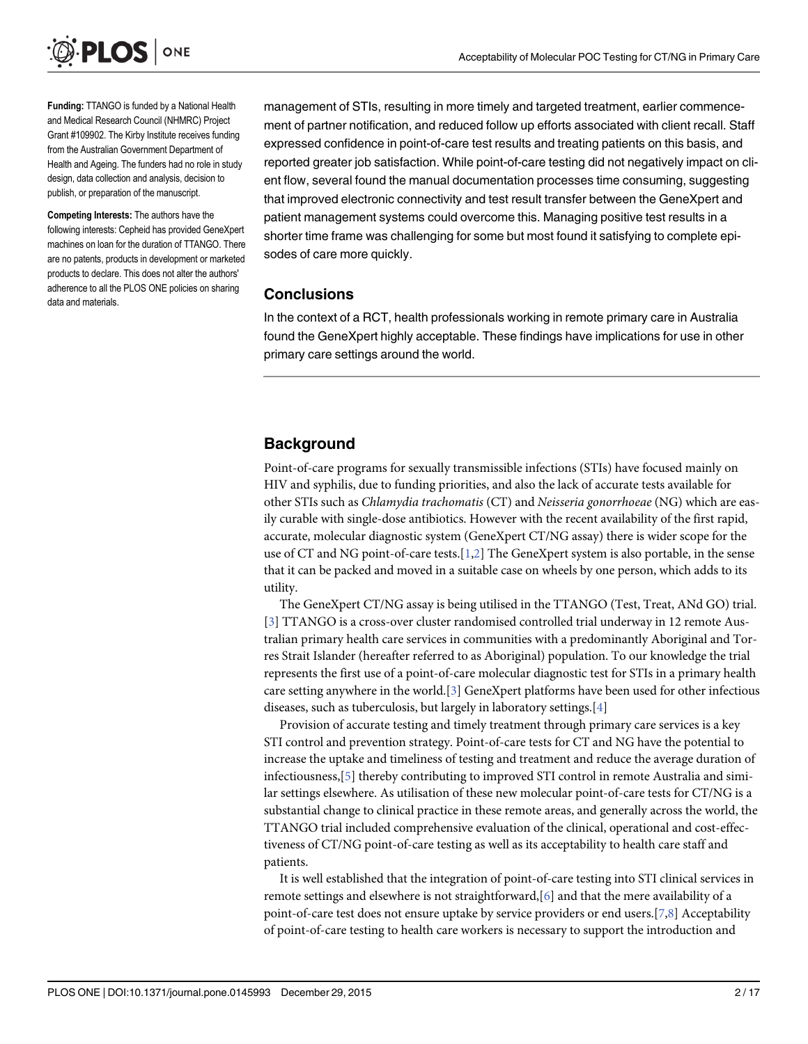**Funding:** TTANGO is funded by a National Health and Medical Research Council (NHMRC) Project Grant #109902. The Kirby Institute receives funding from the Australian Government Department of Health and Ageing. The funders had no role in study design, data collection and analysis, decision to publish, or preparation of the manuscript.

**Competing Interests:** The authors have the following interests: Cepheid has provided GeneXpert machines on loan for the duration of TTANGO. There are no patents, products in development or marketed products to declare. This does not alter the authors' adherence to all the PLOS ONE policies on sharing data and materials.

management of STIs, resulting in more timely and targeted treatment, earlier commencement of partner notification, and reduced follow up efforts associated with client recall. Staff expressed confidence in point-of-care test results and treating patients on this basis, and reported greater job satisfaction. While point-of-care testing did not negatively impact on client flow, several found the manual documentation processes time consuming, suggesting that improved electronic connectivity and test result transfer between the GeneXpert and patient management systems could overcome this. Managing positive test results in a shorter time frame was challenging for some but most found it satisfying to complete episodes of care more quickly.

## Conclusions

In the context of a RCT, health professionals working in remote primary care in Australia found the GeneXpert highly acceptable. These findings have implications for use in other primary care settings around the world.

## Background

Point-of-care programs for sexually transmissible infections (STIs) have focused mainly on HIV and syphilis, due to funding priorities, and also the lack of accurate tests available for other STIs such as *Chlamydia trachomatis* (CT) and *Neisseria gonorrhoeae* (NG) which are easily curable with single-dose antibiotics. However with the recent availability of the first rapid, accurate, molecular diagnostic system (GeneXpert CT/NG assay) there is wider scope for the use of CT and NG point-of-care tests.[1,2] The GeneXpert system is also portable, in the sense that it can be packed and moved in a suitable case on wheels by one person, which adds to its utility.

The GeneXpert CT/NG assay is being utilised in the TTANGO (Test, Treat, ANd GO) trial.[3] TTANGO is a cross-over cluster randomised controlled trial underway in 12 remote Australian primary health care services in communities with a predominantly Aboriginal and Torres Strait Islander (hereafter referred to as Aboriginal) population. To our knowledge the trial represents the first use of a point-of-care molecular diagnostic test for STIs in a primary health care setting anywhere in the world.[3] GeneXpert platforms have been used for other infectious diseases, such as tuberculosis, but largely in laboratory settings.[4]

Provision of accurate testing and timely treatment through primary care services is a key STI control and prevention strategy. Point-of-care tests for CT and NG have the potential to increase the uptake and timeliness of testing and treatment and reduce the average duration of infectiousness,[5] thereby contributing to improved STI control in remote Australia and similar settings elsewhere. As utilisation of these new molecular point-of-care tests for CT/NG is a substantial change to clinical practice in these remote areas, and generally across the world, the TTANGO trial included comprehensive evaluation of the clinical, operational and cost-effectiveness of CT/NG point-of-care testing as well as its acceptability to health care staff and patients.

It is well established that the integration of point-of-care testing into STI clinical services in remote settings and elsewhere is not straightforward,[6] and that the mere availability of a point-of-care test does not ensure uptake by service providers or end users.[7,8] Acceptability of point-of-care testing to health care workers is necessary to support the introduction and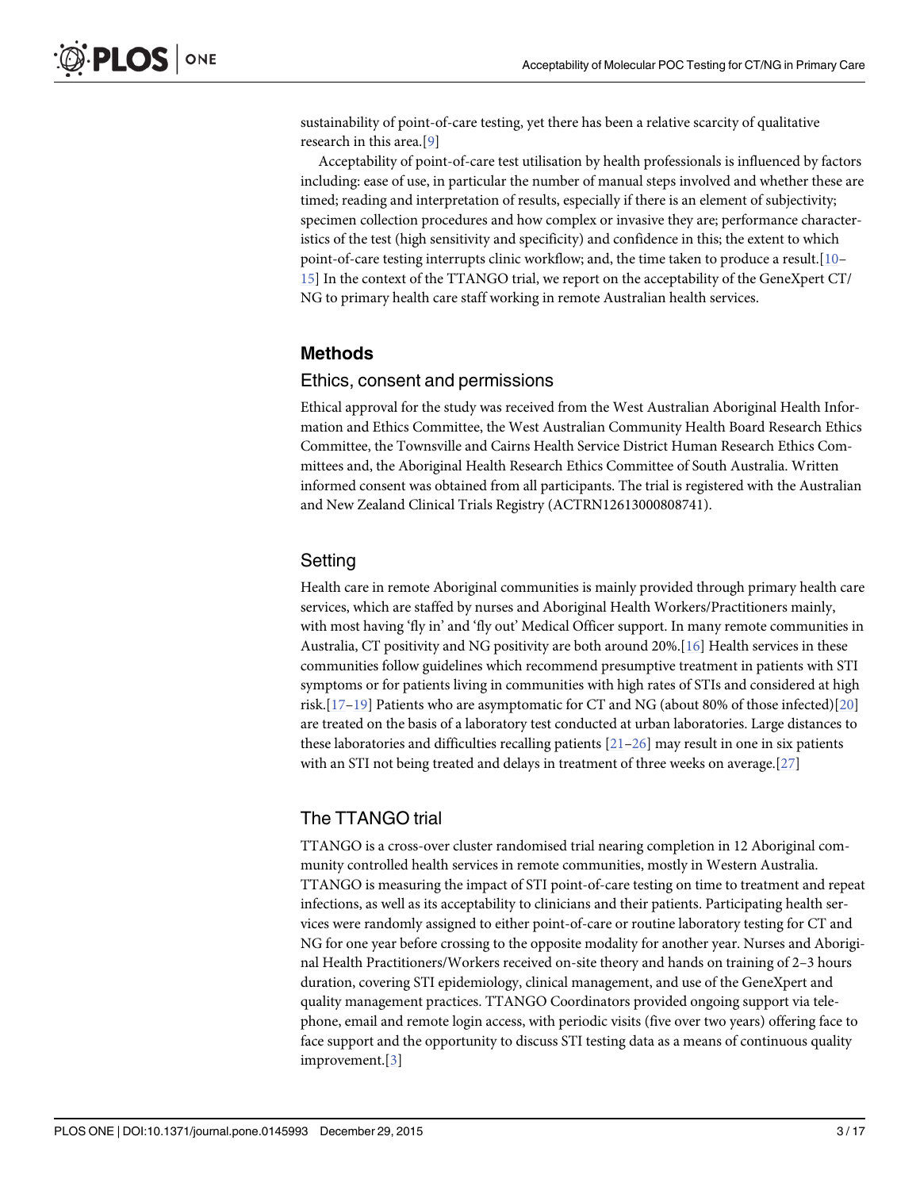sustainability of point-of-care testing, yet there has been a relative scarcity of qualitative research in this area.[9]

Acceptability of point-of-care test utilisation by health professionals is influenced by factors including: ease of use, in particular the number of manual steps involved and whether these are timed; reading and interpretation of results, especially if there is an element of subjectivity; specimen collection procedures and how complex or invasive they are; performance characteristics of the test (high sensitivity and specificity) and confidence in this; the extent to which point-of-care testing interrupts clinic workflow; and, the time taken to produce a result.[10–15] In the context of the TTANGO trial, we report on the acceptability of the GeneXpert CT/NG to primary health care staff working in remote Australian health services.

## Methods

### Ethics, consent and permissions

Ethical approval for the study was received from the West Australian Aboriginal Health Information and Ethics Committee, the West Australian Community Health Board Research Ethics Committee, the Townsville and Cairns Health Service District Human Research Ethics Committees and, the Aboriginal Health Research Ethics Committee of South Australia. Written informed consent was obtained from all participants. The trial is registered with the Australian and New Zealand Clinical Trials Registry (ACTRN12613000808741).

### Setting

Health care in remote Aboriginal communities is mainly provided through primary health care services, which are staffed by nurses and Aboriginal Health Workers/Practitioners mainly, with most having 'fly in' and 'fly out' Medical Officer support. In many remote communities in Australia, CT positivity and NG positivity are both around 20%.[16] Health services in these communities follow guidelines which recommend presumptive treatment in patients with STI symptoms or for patients living in communities with high rates of STIs and considered at high risk.[17–19] Patients who are asymptomatic for CT and NG (about 80% of those infected)[20] are treated on the basis of a laboratory test conducted at urban laboratories. Large distances to these laboratories and difficulties recalling patients [21–26] may result in one in six patients with an STI not being treated and delays in treatment of three weeks on average.[27]

### The TTANGO trial

TTANGO is a cross-over cluster randomised trial nearing completion in 12 Aboriginal community controlled health services in remote communities, mostly in Western Australia. TTANGO is measuring the impact of STI point-of-care testing on time to treatment and repeat infections, as well as its acceptability to clinicians and their patients. Participating health services were randomly assigned to either point-of-care or routine laboratory testing for CT and NG for one year before crossing to the opposite modality for another year. Nurses and Aboriginal Health Practitioners/Workers received on-site theory and hands on training of 2–3 hours duration, covering STI epidemiology, clinical management, and use of the GeneXpert and quality management practices. TTANGO Coordinators provided ongoing support via telephone, email and remote login access, with periodic visits (five over two years) offering face to face support and the opportunity to discuss STI testing data as a means of continuous quality improvement.[3]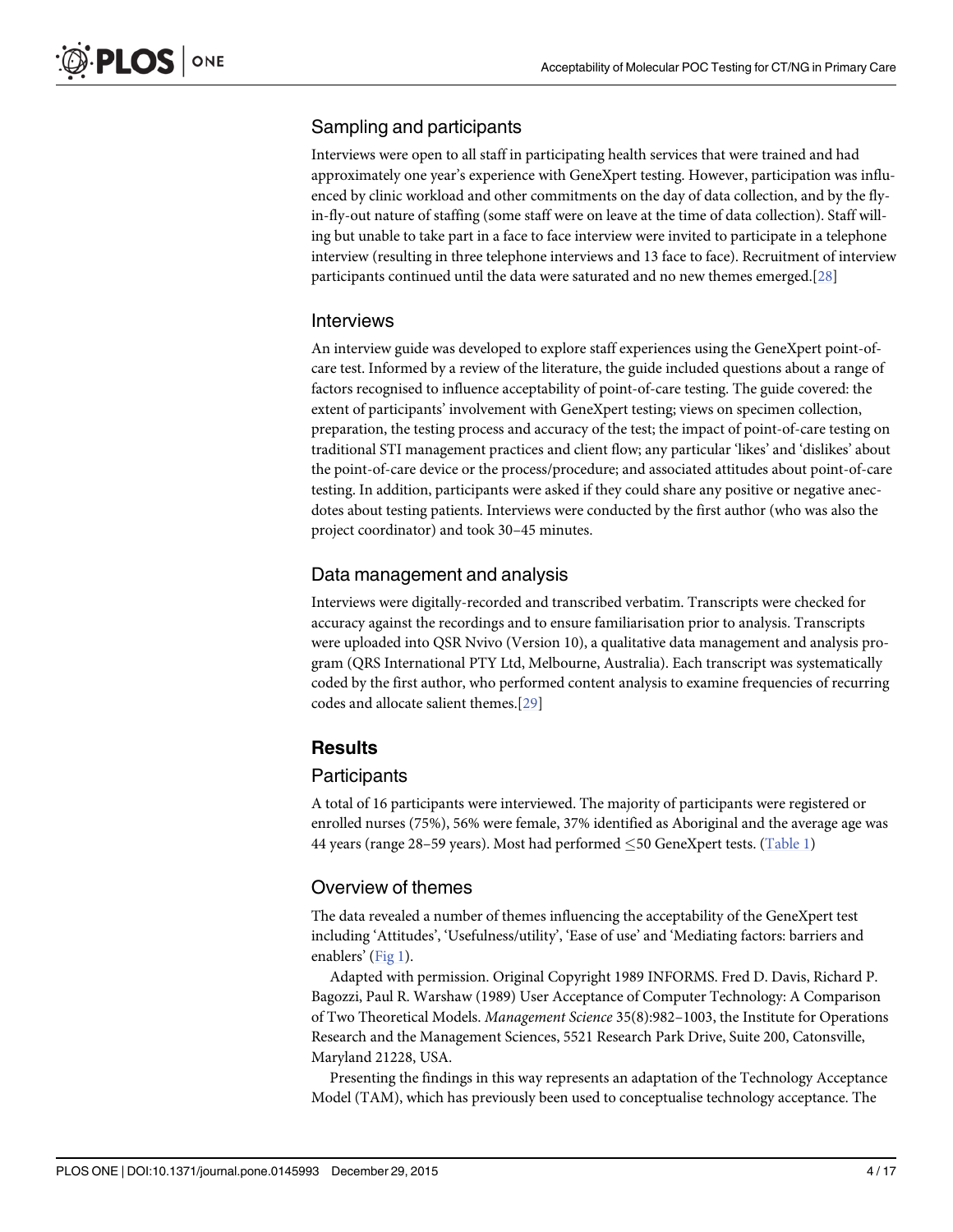## Sampling and participants

Interviews were open to all staff in participating health services that were trained and had approximately one year's experience with GeneXpert testing. However, participation was influenced by clinic workload and other commitments on the day of data collection, and by the fly-in-fly-out nature of staffing (some staff were on leave at the time of data collection). Staff willing but unable to take part in a face to face interview were invited to participate in a telephone interview (resulting in three telephone interviews and 13 face to face). Recruitment of interview participants continued until the data were saturated and no new themes emerged.[28]

## Interviews

An interview guide was developed to explore staff experiences using the GeneXpert point-of-care test. Informed by a review of the literature, the guide included questions about a range of factors recognised to influence acceptability of point-of-care testing. The guide covered: the extent of participants' involvement with GeneXpert testing; views on specimen collection, preparation, the testing process and accuracy of the test; the impact of point-of-care testing on traditional STI management practices and client flow; any particular 'likes' and 'dislikes' about the point-of-care device or the process/procedure; and associated attitudes about point-of-care testing. In addition, participants were asked if they could share any positive or negative anecdotes about testing patients. Interviews were conducted by the first author (who was also the project coordinator) and took 30–45 minutes.

## Data management and analysis

Interviews were digitally-recorded and transcribed verbatim. Transcripts were checked for accuracy against the recordings and to ensure familiarisation prior to analysis. Transcripts were uploaded into QSR Nvivo (Version 10), a qualitative data management and analysis program (QRS International PTY Ltd, Melbourne, Australia). Each transcript was systematically coded by the first author, who performed content analysis to examine frequencies of recurring codes and allocate salient themes.[29]

# Results

## Participants

A total of 16 participants were interviewed. The majority of participants were registered or enrolled nurses (75%), 56% were female, 37% identified as Aboriginal and the average age was 44 years (range 28–59 years). Most had performed ≤50 GeneXpert tests. (Table 1)

## Overview of themes

The data revealed a number of themes influencing the acceptability of the GeneXpert test including 'Attitudes', 'Usefulness/utility', 'Ease of use' and 'Mediating factors: barriers and enablers' (Fig 1).

Adapted with permission. Original Copyright 1989 INFORMS. Fred D. Davis, Richard P. Bagozzi, Paul R. Warshaw (1989) User Acceptance of Computer Technology: A Comparison of Two Theoretical Models. *Management Science* 35(8):982–1003, the Institute for Operations Research and the Management Sciences, 5521 Research Park Drive, Suite 200, Catonsville, Maryland 21228, USA.

Presenting the findings in this way represents an adaptation of the Technology Acceptance Model (TAM), which has previously been used to conceptualise technology acceptance. The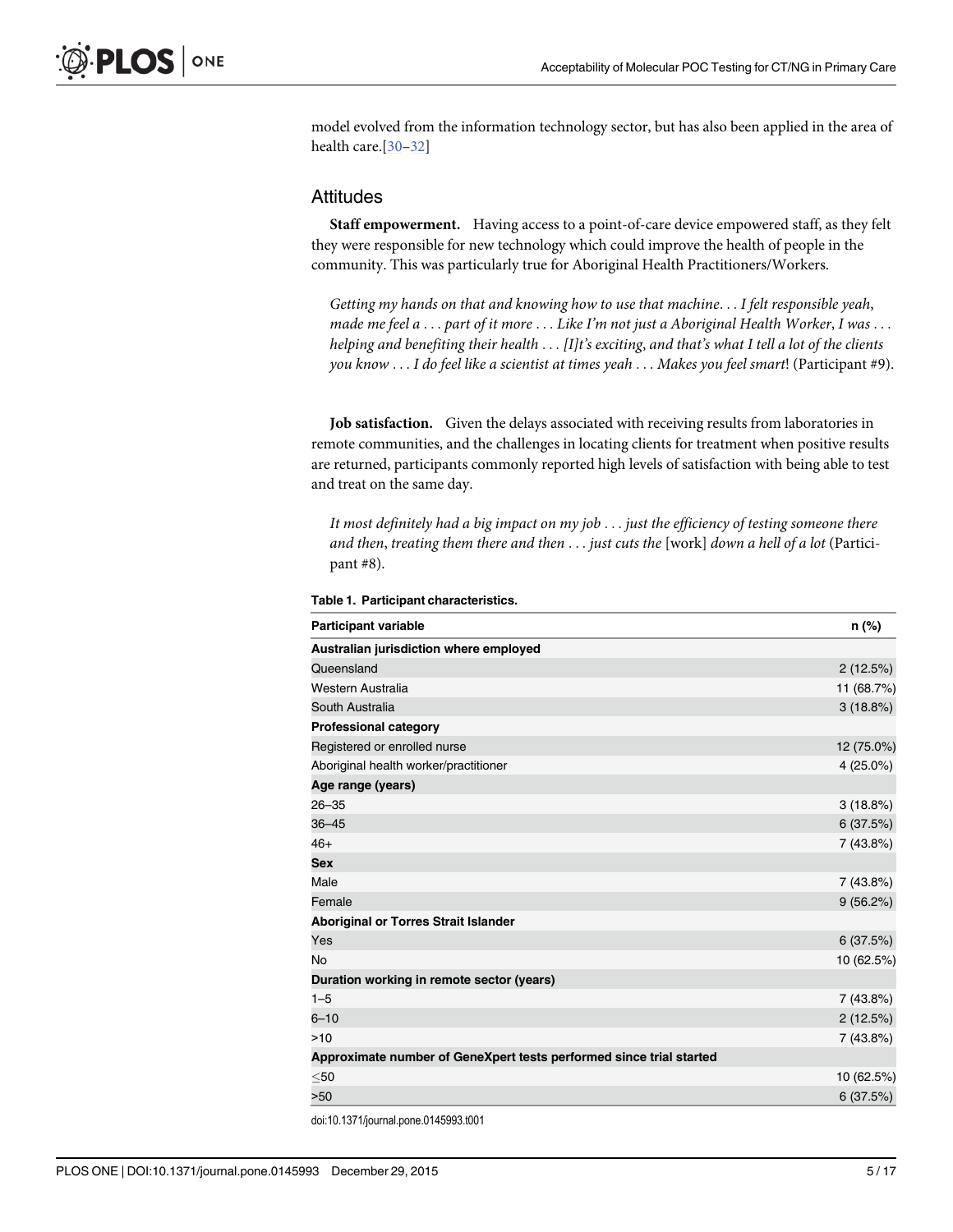model evolved from the information technology sector, but has also been applied in the area of health care.[30–32]

## Attitudes

**Staff empowerment.** Having access to a point-of-care device empowered staff, as they felt they were responsible for new technology which could improve the health of people in the community. This was particularly true for Aboriginal Health Practitioners/Workers.

> *Getting my hands on that and knowing how to use that machine. . . I felt responsible yeah, made me feel a . . . part of it more . . . Like I'm not just a Aboriginal Health Worker, I was . . . helping and benefiting their health . . . [I]t's exciting, and that's what I tell a lot of the clients you know . . . I do feel like a scientist at times yeah . . . Makes you feel smart*! (Participant #9).

**Job satisfaction.** Given the delays associated with receiving results from laboratories in remote communities, and the challenges in locating clients for treatment when positive results are returned, participants commonly reported high levels of satisfaction with being able to test and treat on the same day.

> *It most definitely had a big impact on my job . . . just the efficiency of testing someone there and then, treating them there and then . . . just cuts the* [work] *down a hell of a lot* (Participant #8).

**Table 1. Participant characteristics.**

| Participant variable | n (%) |
|---|---|
| **Australian jurisdiction where employed** | |
| Queensland | 2 (12.5%) |
| Western Australia | 11 (68.7%) |
| South Australia | 3 (18.8%) |
| **Professional category** | |
| Registered or enrolled nurse | 12 (75.0%) |
| Aboriginal health worker/practitioner | 4 (25.0%) |
| **Age range (years)** | |
| 26–35 | 3 (18.8%) |
| 36–45 | 6 (37.5%) |
| 46+ | 7 (43.8%) |
| **Sex** | |
| Male | 7 (43.8%) |
| Female | 9 (56.2%) |
| **Aboriginal or Torres Strait Islander** | |
| Yes | 6 (37.5%) |
| No | 10 (62.5%) |
| **Duration working in remote sector (years)** | |
| 1–5 | 7 (43.8%) |
| 6–10 | 2 (12.5%) |
| >10 | 7 (43.8%) |
| **Approximate number of GeneXpert tests performed since trial started** | |
| ≤50 | 10 (62.5%) |
| >50 | 6 (37.5%) |

doi:10.1371/journal.pone.0145993.t001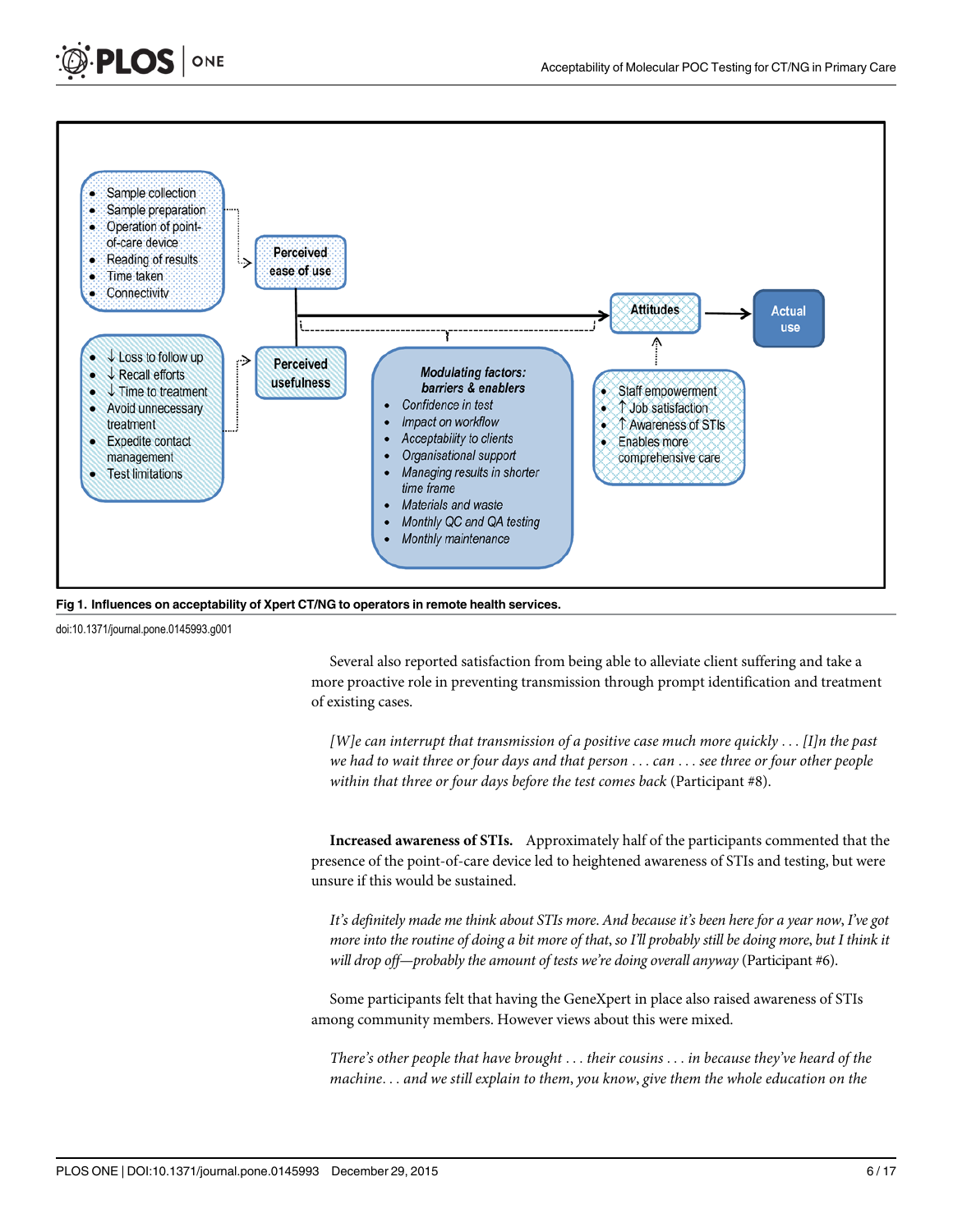**Fig 1. Influences on acceptability of Xpert CT/NG to operators in remote health services.**

doi:10.1371/journal.pone.0145993.g001

Several also reported satisfaction from being able to alleviate client suffering and take a more proactive role in preventing transmission through prompt identification and treatment of existing cases.

> *[W]e can interrupt that transmission of a positive case much more quickly . . . [I]n the past we had to wait three or four days and that person . . . can . . . see three or four other people within that three or four days before the test comes back* (Participant #8).

**Increased awareness of STIs.** Approximately half of the participants commented that the presence of the point-of-care device led to heightened awareness of STIs and testing, but were unsure if this would be sustained.

> *It's definitely made me think about STIs more. And because it's been here for a year now, I've got more into the routine of doing a bit more of that, so I'll probably still be doing more, but I think it will drop off—probably the amount of tests we're doing overall anyway* (Participant #6).

Some participants felt that having the GeneXpert in place also raised awareness of STIs among community members. However views about this were mixed.

> *There's other people that have brought . . . their cousins . . . in because they've heard of the machine. . . and we still explain to them, you know, give them the whole education on the*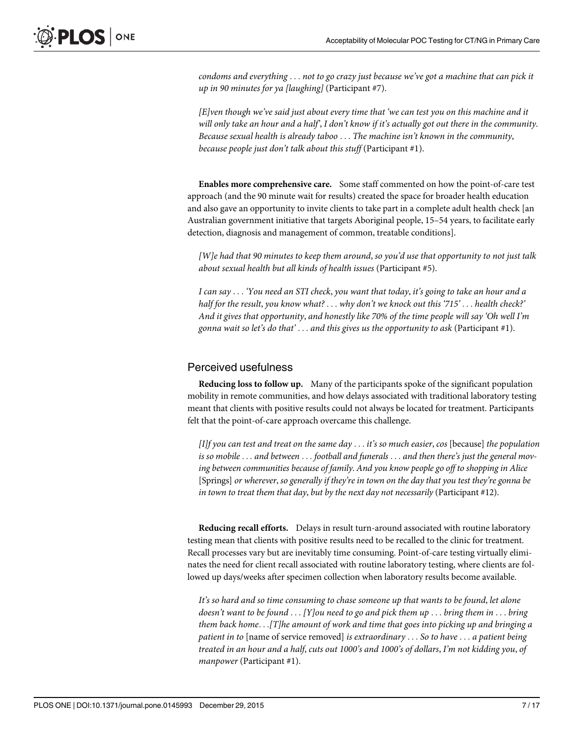*condoms and everything . . . not to go crazy just because we've got a machine that can pick it up in 90 minutes for ya [laughing]* (Participant #7).

*[E]ven though we've said just about every time that 'we can test you on this machine and it will only take an hour and a half', I don't know if it's actually got out there in the community. Because sexual health is already taboo . . . The machine isn't known in the community, because people just don't talk about this stuff* (Participant #1).

**Enables more comprehensive care.** Some staff commented on how the point-of-care test approach (and the 90 minute wait for results) created the space for broader health education and also gave an opportunity to invite clients to take part in a complete adult health check [an Australian government initiative that targets Aboriginal people, 15–54 years, to facilitate early detection, diagnosis and management of common, treatable conditions].

*[W]e had that 90 minutes to keep them around, so you'd use that opportunity to not just talk about sexual health but all kinds of health issues* (Participant #5).

*I can say . . . 'You need an STI check, you want that today, it's going to take an hour and a half for the result, you know what? . . . why don't we knock out this '715' . . . health check?' And it gives that opportunity, and honestly like 70% of the time people will say 'Oh well I'm gonna wait so let's do that' . . . and this gives us the opportunity to ask* (Participant #1).

## Perceived usefulness

**Reducing loss to follow up.** Many of the participants spoke of the significant population mobility in remote communities, and how delays associated with traditional laboratory testing meant that clients with positive results could not always be located for treatment. Participants felt that the point-of-care approach overcame this challenge.

*[I]f you can test and treat on the same day . . . it's so much easier, cos* [because] *the population is so mobile . . . and between . . . football and funerals . . . and then there's just the general moving between communities because of family. And you know people go off to shopping in Alice* [Springs] *or wherever, so generally if they're in town on the day that you test they're gonna be in town to treat them that day, but by the next day not necessarily* (Participant #12).

**Reducing recall efforts.** Delays in result turn-around associated with routine laboratory testing mean that clients with positive results need to be recalled to the clinic for treatment. Recall processes vary but are inevitably time consuming. Point-of-care testing virtually eliminates the need for client recall associated with routine laboratory testing, where clients are followed up days/weeks after specimen collection when laboratory results become available.

*It's so hard and so time consuming to chase someone up that wants to be found, let alone doesn't want to be found . . . [Y]ou need to go and pick them up . . . bring them in . . . bring them back home. . .[T]he amount of work and time that goes into picking up and bringing a patient in to* [name of service removed] *is extraordinary . . . So to have . . . a patient being treated in an hour and a half, cuts out 1000's and 1000's of dollars, I'm not kidding you, of manpower* (Participant #1).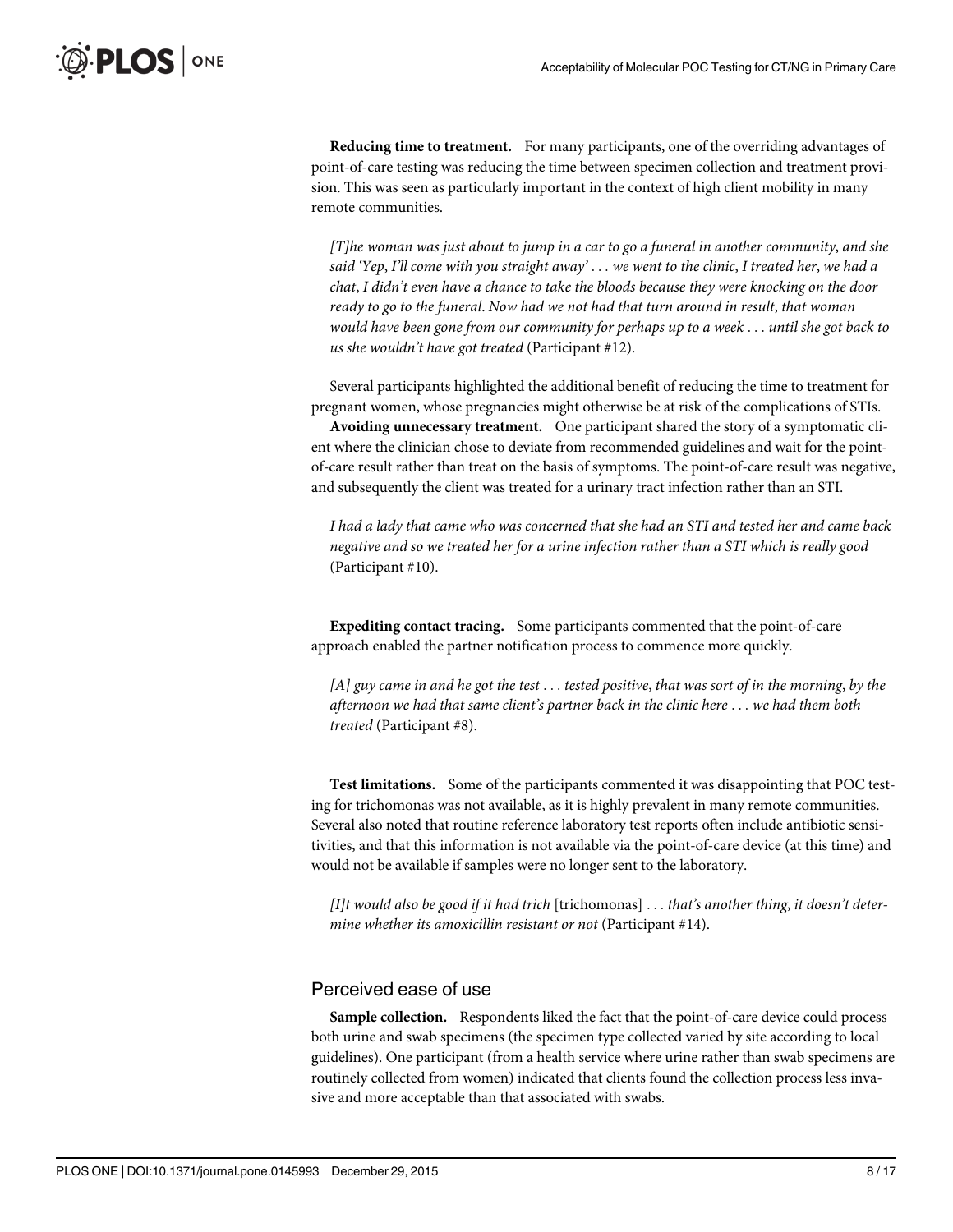**Reducing time to treatment.** For many participants, one of the overriding advantages of point-of-care testing was reducing the time between specimen collection and treatment provision. This was seen as particularly important in the context of high client mobility in many remote communities.

> *[T]he woman was just about to jump in a car to go a funeral in another community, and she said 'Yep, I'll come with you straight away' . . . we went to the clinic, I treated her, we had a chat, I didn't even have a chance to take the bloods because they were knocking on the door ready to go to the funeral. Now had we not had that turn around in result, that woman would have been gone from our community for perhaps up to a week . . . until she got back to us she wouldn't have got treated* (Participant #12).

Several participants highlighted the additional benefit of reducing the time to treatment for pregnant women, whose pregnancies might otherwise be at risk of the complications of STIs.

**Avoiding unnecessary treatment.** One participant shared the story of a symptomatic client where the clinician chose to deviate from recommended guidelines and wait for the point-of-care result rather than treat on the basis of symptoms. The point-of-care result was negative, and subsequently the client was treated for a urinary tract infection rather than an STI.

> *I had a lady that came who was concerned that she had an STI and tested her and came back negative and so we treated her for a urine infection rather than a STI which is really good* (Participant #10).

**Expediting contact tracing.** Some participants commented that the point-of-care approach enabled the partner notification process to commence more quickly.

> *[A] guy came in and he got the test . . . tested positive, that was sort of in the morning, by the afternoon we had that same client's partner back in the clinic here . . . we had them both treated* (Participant #8).

**Test limitations.** Some of the participants commented it was disappointing that POC testing for trichomonas was not available, as it is highly prevalent in many remote communities. Several also noted that routine reference laboratory test reports often include antibiotic sensitivities, and that this information is not available via the point-of-care device (at this time) and would not be available if samples were no longer sent to the laboratory.

> *[I]t would also be good if it had trich* [trichomonas] *. . . that's another thing, it doesn't determine whether its amoxicillin resistant or not* (Participant #14).

## Perceived ease of use

**Sample collection.** Respondents liked the fact that the point-of-care device could process both urine and swab specimens (the specimen type collected varied by site according to local guidelines). One participant (from a health service where urine rather than swab specimens are routinely collected from women) indicated that clients found the collection process less invasive and more acceptable than that associated with swabs.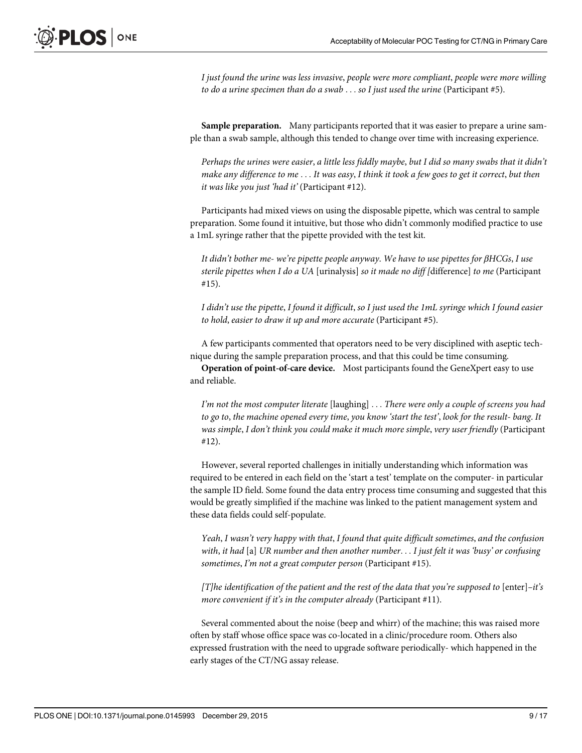*I just found the urine was less invasive, people were more compliant, people were more willing to do a urine specimen than do a swab . . . so I just used the urine* (Participant #5).

**Sample preparation.** Many participants reported that it was easier to prepare a urine sample than a swab sample, although this tended to change over time with increasing experience.

*Perhaps the urines were easier, a little less fiddly maybe, but I did so many swabs that it didn't make any difference to me . . . It was easy, I think it took a few goes to get it correct, but then it was like you just 'had it'* (Participant #12).

Participants had mixed views on using the disposable pipette, which was central to sample preparation. Some found it intuitive, but those who didn't commonly modified practice to use a 1mL syringe rather that the pipette provided with the test kit.

*It didn't bother me- we're pipette people anyway. We have to use pipettes for βHCGs, I use sterile pipettes when I do a UA* [urinalysis] *so it made no diff [*difference] *to me* (Participant #15).

*I didn't use the pipette, I found it difficult, so I just used the 1mL syringe which I found easier to hold, easier to draw it up and more accurate* (Participant #5).

A few participants commented that operators need to be very disciplined with aseptic technique during the sample preparation process, and that this could be time consuming.

**Operation of point-of-care device.** Most participants found the GeneXpert easy to use and reliable.

*I'm not the most computer literate* [laughing] *. . . There were only a couple of screens you had to go to, the machine opened every time, you know 'start the test', look for the result- bang. It was simple, I don't think you could make it much more simple, very user friendly* (Participant #12).

However, several reported challenges in initially understanding which information was required to be entered in each field on the 'start a test' template on the computer- in particular the sample ID field. Some found the data entry process time consuming and suggested that this would be greatly simplified if the machine was linked to the patient management system and these data fields could self-populate.

*Yeah, I wasn't very happy with that, I found that quite difficult sometimes, and the confusion with, it had* [a] *UR number and then another number. . . I just felt it was 'busy' or confusing sometimes, I'm not a great computer person* (Participant #15).

*[T]he identification of the patient and the rest of the data that you're supposed to* [enter]*–it's more convenient if it's in the computer already* (Participant #11).

Several commented about the noise (beep and whirr) of the machine; this was raised more often by staff whose office space was co-located in a clinic/procedure room. Others also expressed frustration with the need to upgrade software periodically- which happened in the early stages of the CT/NG assay release.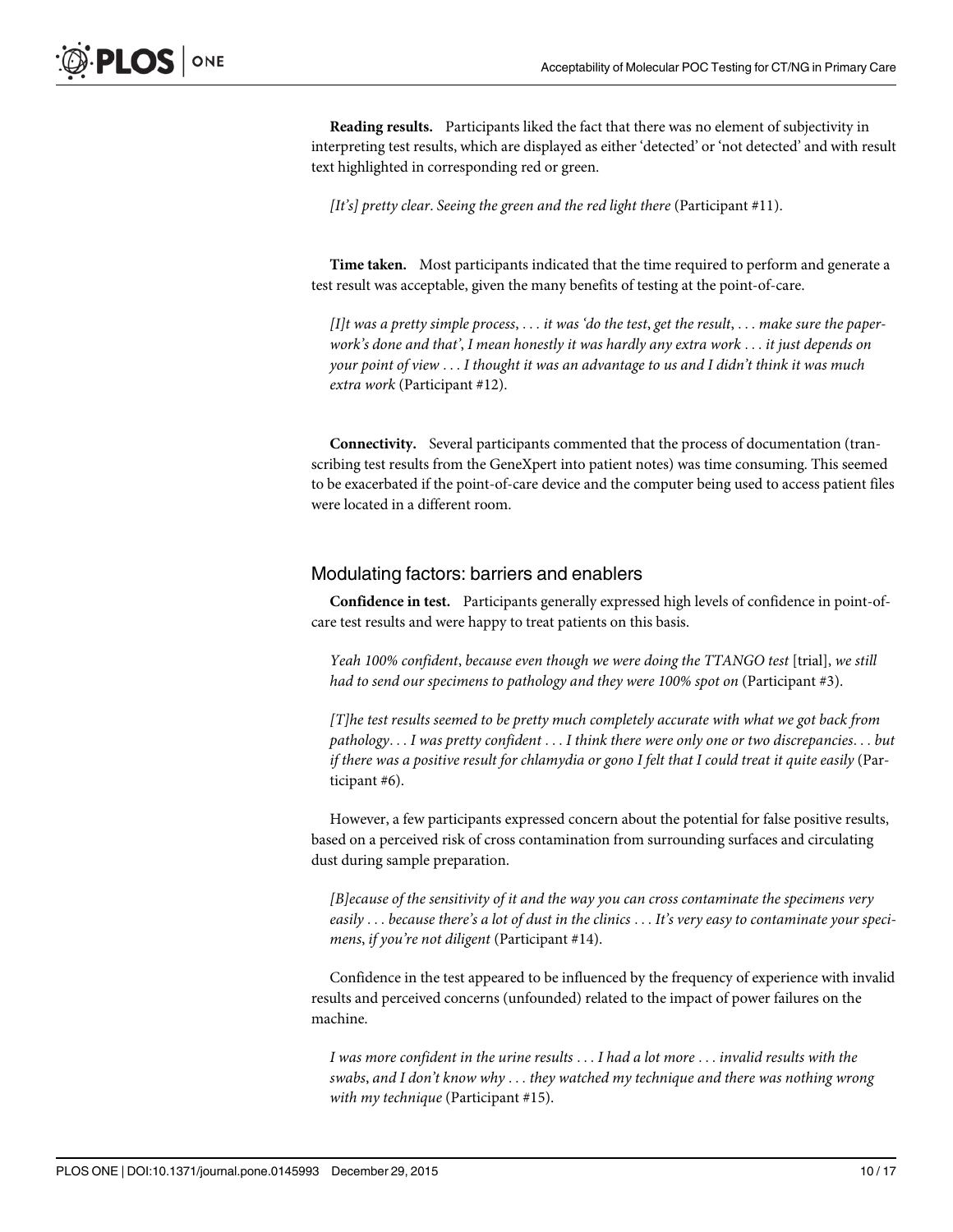**Reading results.** Participants liked the fact that there was no element of subjectivity in interpreting test results, which are displayed as either 'detected' or 'not detected' and with result text highlighted in corresponding red or green.

> *[It's] pretty clear. Seeing the green and the red light there* (Participant #11).

**Time taken.** Most participants indicated that the time required to perform and generate a test result was acceptable, given the many benefits of testing at the point-of-care.

> *[I]t was a pretty simple process, . . . it was 'do the test, get the result, . . . make sure the paper-work's done and that', I mean honestly it was hardly any extra work . . . it just depends on your point of view . . . I thought it was an advantage to us and I didn't think it was much extra work* (Participant #12).

**Connectivity.** Several participants commented that the process of documentation (transcribing test results from the GeneXpert into patient notes) was time consuming. This seemed to be exacerbated if the point-of-care device and the computer being used to access patient files were located in a different room.

## Modulating factors: barriers and enablers

**Confidence in test.** Participants generally expressed high levels of confidence in point-of-care test results and were happy to treat patients on this basis.

> *Yeah 100% confident, because even though we were doing the TTANGO test* [trial], *we still had to send our specimens to pathology and they were 100% spot on* (Participant #3).

> *[T]he test results seemed to be pretty much completely accurate with what we got back from pathology. . . I was pretty confident . . . I think there were only one or two discrepancies. . . but if there was a positive result for chlamydia or gono I felt that I could treat it quite easily* (Participant #6).

However, a few participants expressed concern about the potential for false positive results, based on a perceived risk of cross contamination from surrounding surfaces and circulating dust during sample preparation.

> *[B]ecause of the sensitivity of it and the way you can cross contaminate the specimens very easily . . . because there's a lot of dust in the clinics . . . It's very easy to contaminate your specimens, if you're not diligent* (Participant #14).

Confidence in the test appeared to be influenced by the frequency of experience with invalid results and perceived concerns (unfounded) related to the impact of power failures on the machine.

> *I was more confident in the urine results . . . I had a lot more . . . invalid results with the swabs, and I don't know why . . . they watched my technique and there was nothing wrong with my technique* (Participant #15).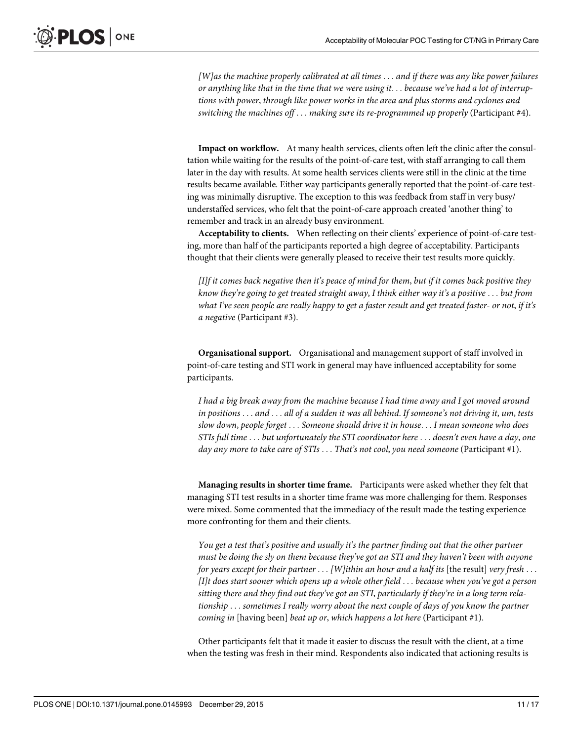*[W]as the machine properly calibrated at all times . . . and if there was any like power failures or anything like that in the time that we were using it. . . because we've had a lot of interruptions with power, through like power works in the area and plus storms and cyclones and switching the machines off . . . making sure its re-programmed up properly* (Participant #4).

**Impact on workflow.** At many health services, clients often left the clinic after the consultation while waiting for the results of the point-of-care test, with staff arranging to call them later in the day with results. At some health services clients were still in the clinic at the time results became available. Either way participants generally reported that the point-of-care testing was minimally disruptive. The exception to this was feedback from staff in very busy/understaffed services, who felt that the point-of-care approach created 'another thing' to remember and track in an already busy environment.

**Acceptability to clients.** When reflecting on their clients' experience of point-of-care testing, more than half of the participants reported a high degree of acceptability. Participants thought that their clients were generally pleased to receive their test results more quickly.

*[I]f it comes back negative then it's peace of mind for them, but if it comes back positive they know they're going to get treated straight away, I think either way it's a positive . . . but from what I've seen people are really happy to get a faster result and get treated faster- or not, if it's a negative* (Participant #3).

**Organisational support.** Organisational and management support of staff involved in point-of-care testing and STI work in general may have influenced acceptability for some participants.

*I had a big break away from the machine because I had time away and I got moved around in positions . . . and . . . all of a sudden it was all behind. If someone's not driving it, um, tests slow down, people forget . . . Someone should drive it in house. . . I mean someone who does STIs full time . . . but unfortunately the STI coordinator here . . . doesn't even have a day, one day any more to take care of STIs . . . That's not cool, you need someone* (Participant #1).

**Managing results in shorter time frame.** Participants were asked whether they felt that managing STI test results in a shorter time frame was more challenging for them. Responses were mixed. Some commented that the immediacy of the result made the testing experience more confronting for them and their clients.

*You get a test that's positive and usually it's the partner finding out that the other partner must be doing the sly on them because they've got an STI and they haven't been with anyone for years except for their partner . . . [W]ithin an hour and a half its* [the result] *very fresh . . . [I]t does start sooner which opens up a whole other field . . . because when you've got a person sitting there and they find out they've got an STI, particularly if they're in a long term relationship . . . sometimes I really worry about the next couple of days of you know the partner coming in* [having been] *beat up or, which happens a lot here* (Participant #1).

Other participants felt that it made it easier to discuss the result with the client, at a time when the testing was fresh in their mind. Respondents also indicated that actioning results is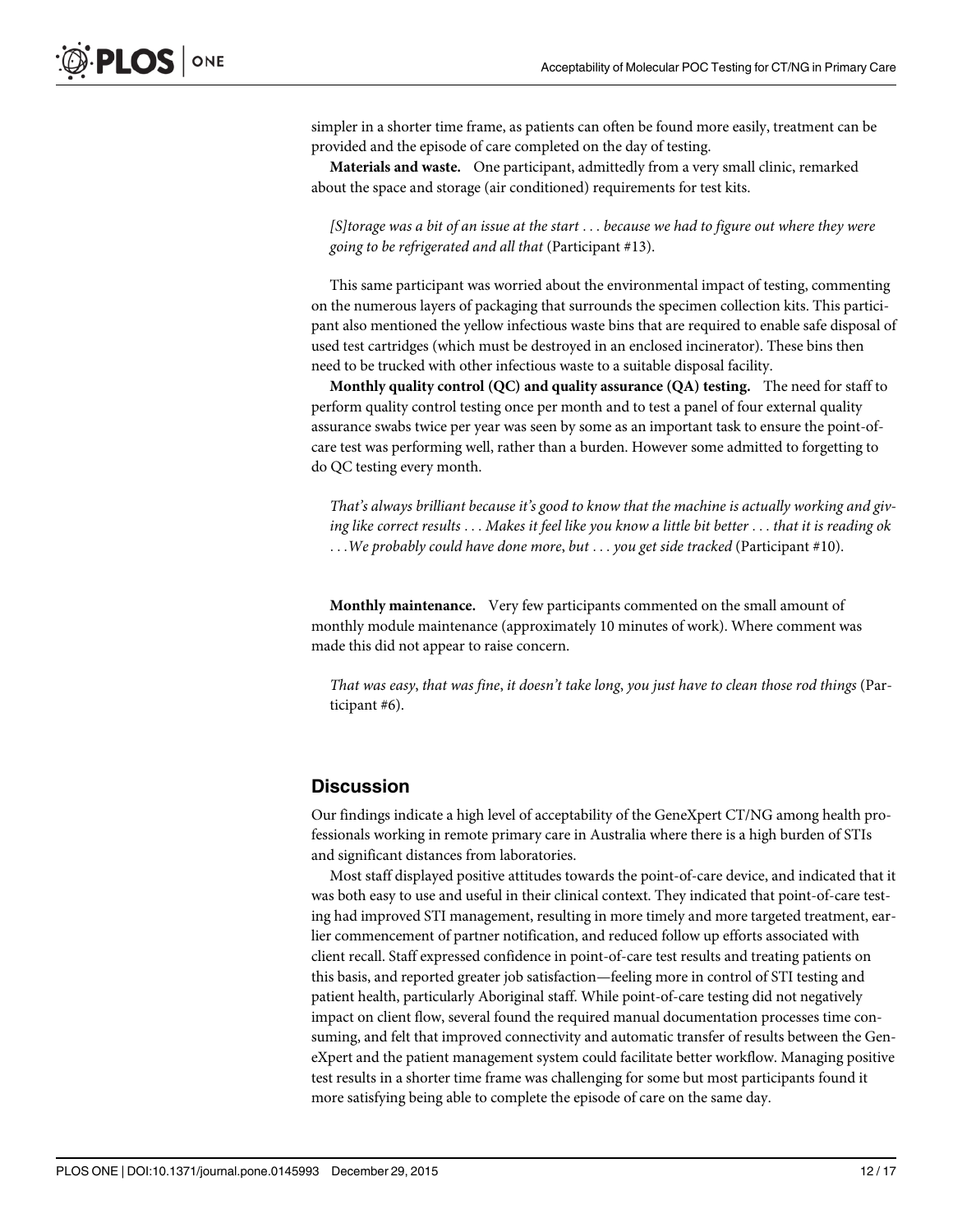simpler in a shorter time frame, as patients can often be found more easily, treatment can be provided and the episode of care completed on the day of testing.

**Materials and waste.** One participant, admittedly from a very small clinic, remarked about the space and storage (air conditioned) requirements for test kits.

> *[S]torage was a bit of an issue at the start . . . because we had to figure out where they were going to be refrigerated and all that* (Participant #13).

This same participant was worried about the environmental impact of testing, commenting on the numerous layers of packaging that surrounds the specimen collection kits. This participant also mentioned the yellow infectious waste bins that are required to enable safe disposal of used test cartridges (which must be destroyed in an enclosed incinerator). These bins then need to be trucked with other infectious waste to a suitable disposal facility.

**Monthly quality control (QC) and quality assurance (QA) testing.** The need for staff to perform quality control testing once per month and to test a panel of four external quality assurance swabs twice per year was seen by some as an important task to ensure the point-of-care test was performing well, rather than a burden. However some admitted to forgetting to do QC testing every month.

> *That's always brilliant because it's good to know that the machine is actually working and giving like correct results . . . Makes it feel like you know a little bit better . . . that it is reading ok . . .We probably could have done more, but . . . you get side tracked* (Participant #10).

**Monthly maintenance.** Very few participants commented on the small amount of monthly module maintenance (approximately 10 minutes of work). Where comment was made this did not appear to raise concern.

> *That was easy, that was fine, it doesn't take long, you just have to clean those rod things* (Participant #6).

## Discussion

Our findings indicate a high level of acceptability of the GeneXpert CT/NG among health professionals working in remote primary care in Australia where there is a high burden of STIs and significant distances from laboratories.

Most staff displayed positive attitudes towards the point-of-care device, and indicated that it was both easy to use and useful in their clinical context. They indicated that point-of-care testing had improved STI management, resulting in more timely and more targeted treatment, earlier commencement of partner notification, and reduced follow up efforts associated with client recall. Staff expressed confidence in point-of-care test results and treating patients on this basis, and reported greater job satisfaction—feeling more in control of STI testing and patient health, particularly Aboriginal staff. While point-of-care testing did not negatively impact on client flow, several found the required manual documentation processes time consuming, and felt that improved connectivity and automatic transfer of results between the GeneXpert and the patient management system could facilitate better workflow. Managing positive test results in a shorter time frame was challenging for some but most participants found it more satisfying being able to complete the episode of care on the same day.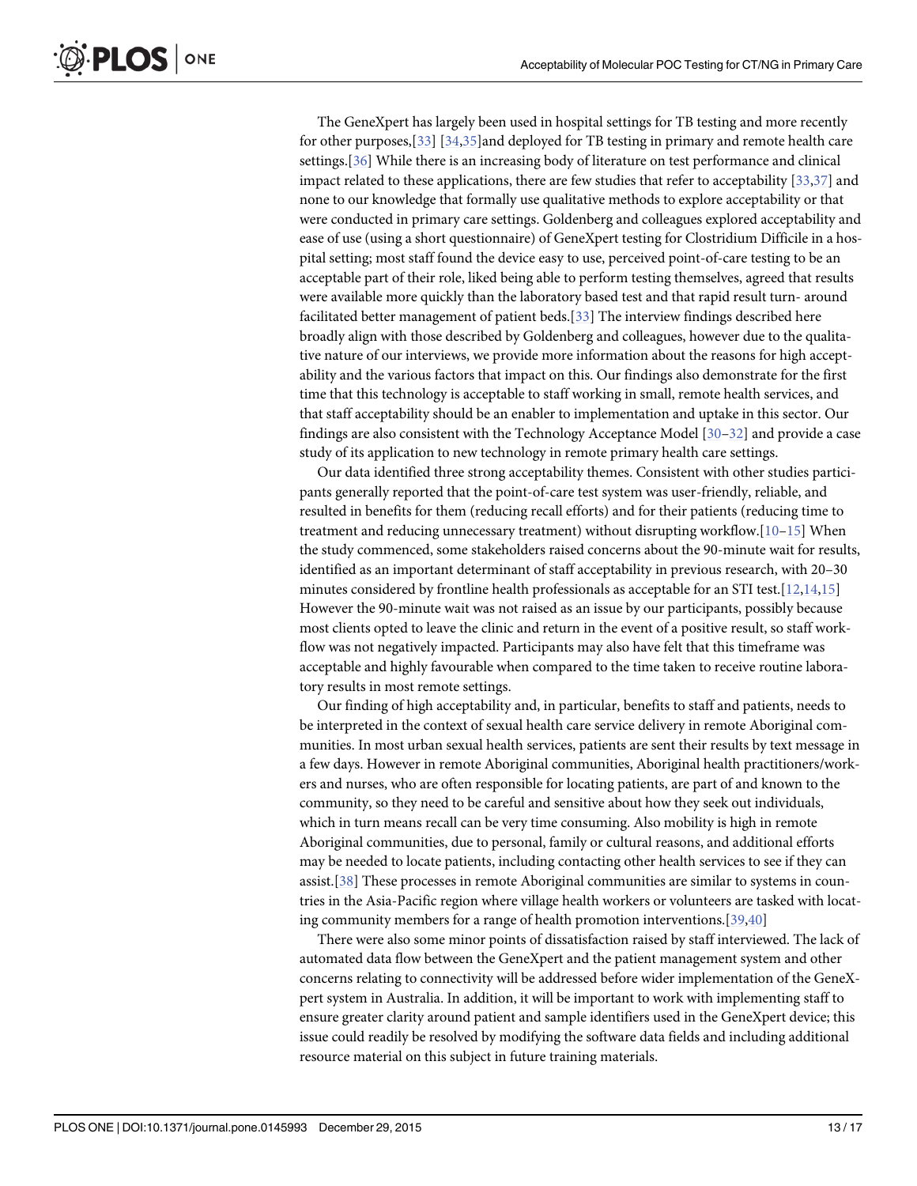The GeneXpert has largely been used in hospital settings for TB testing and more recently for other purposes,[33] [34,35]and deployed for TB testing in primary and remote health care settings.[36] While there is an increasing body of literature on test performance and clinical impact related to these applications, there are few studies that refer to acceptability [33,37] and none to our knowledge that formally use qualitative methods to explore acceptability or that were conducted in primary care settings. Goldenberg and colleagues explored acceptability and ease of use (using a short questionnaire) of GeneXpert testing for Clostridium Difficile in a hospital setting; most staff found the device easy to use, perceived point-of-care testing to be an acceptable part of their role, liked being able to perform testing themselves, agreed that results were available more quickly than the laboratory based test and that rapid result turn- around facilitated better management of patient beds.[33] The interview findings described here broadly align with those described by Goldenberg and colleagues, however due to the qualitative nature of our interviews, we provide more information about the reasons for high acceptability and the various factors that impact on this. Our findings also demonstrate for the first time that this technology is acceptable to staff working in small, remote health services, and that staff acceptability should be an enabler to implementation and uptake in this sector. Our findings are also consistent with the Technology Acceptance Model [30–32] and provide a case study of its application to new technology in remote primary health care settings.

Our data identified three strong acceptability themes. Consistent with other studies participants generally reported that the point-of-care test system was user-friendly, reliable, and resulted in benefits for them (reducing recall efforts) and for their patients (reducing time to treatment and reducing unnecessary treatment) without disrupting workflow.[10–15] When the study commenced, some stakeholders raised concerns about the 90-minute wait for results, identified as an important determinant of staff acceptability in previous research, with 20–30 minutes considered by frontline health professionals as acceptable for an STI test.[12,14,15] However the 90-minute wait was not raised as an issue by our participants, possibly because most clients opted to leave the clinic and return in the event of a positive result, so staff workflow was not negatively impacted. Participants may also have felt that this timeframe was acceptable and highly favourable when compared to the time taken to receive routine laboratory results in most remote settings.

Our finding of high acceptability and, in particular, benefits to staff and patients, needs to be interpreted in the context of sexual health care service delivery in remote Aboriginal communities. In most urban sexual health services, patients are sent their results by text message in a few days. However in remote Aboriginal communities, Aboriginal health practitioners/workers and nurses, who are often responsible for locating patients, are part of and known to the community, so they need to be careful and sensitive about how they seek out individuals, which in turn means recall can be very time consuming. Also mobility is high in remote Aboriginal communities, due to personal, family or cultural reasons, and additional efforts may be needed to locate patients, including contacting other health services to see if they can assist.[38] These processes in remote Aboriginal communities are similar to systems in countries in the Asia-Pacific region where village health workers or volunteers are tasked with locating community members for a range of health promotion interventions.[39,40]

There were also some minor points of dissatisfaction raised by staff interviewed. The lack of automated data flow between the GeneXpert and the patient management system and other concerns relating to connectivity will be addressed before wider implementation of the GeneXpert system in Australia. In addition, it will be important to work with implementing staff to ensure greater clarity around patient and sample identifiers used in the GeneXpert device; this issue could readily be resolved by modifying the software data fields and including additional resource material on this subject in future training materials.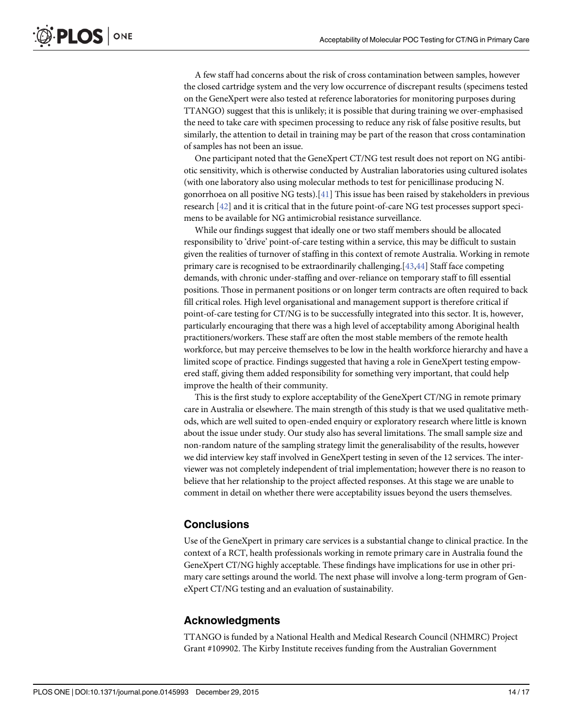A few staff had concerns about the risk of cross contamination between samples, however the closed cartridge system and the very low occurrence of discrepant results (specimens tested on the GeneXpert were also tested at reference laboratories for monitoring purposes during TTANGO) suggest that this is unlikely; it is possible that during training we over-emphasised the need to take care with specimen processing to reduce any risk of false positive results, but similarly, the attention to detail in training may be part of the reason that cross contamination of samples has not been an issue.

One participant noted that the GeneXpert CT/NG test result does not report on NG antibiotic sensitivity, which is otherwise conducted by Australian laboratories using cultured isolates (with one laboratory also using molecular methods to test for penicillinase producing N. gonorrhoea on all positive NG tests).[41] This issue has been raised by stakeholders in previous research [42] and it is critical that in the future point-of-care NG test processes support specimens to be available for NG antimicrobial resistance surveillance.

While our findings suggest that ideally one or two staff members should be allocated responsibility to 'drive' point-of-care testing within a service, this may be difficult to sustain given the realities of turnover of staffing in this context of remote Australia. Working in remote primary care is recognised to be extraordinarily challenging.[43,44] Staff face competing demands, with chronic under-staffing and over-reliance on temporary staff to fill essential positions. Those in permanent positions or on longer term contracts are often required to back fill critical roles. High level organisational and management support is therefore critical if point-of-care testing for CT/NG is to be successfully integrated into this sector. It is, however, particularly encouraging that there was a high level of acceptability among Aboriginal health practitioners/workers. These staff are often the most stable members of the remote health workforce, but may perceive themselves to be low in the health workforce hierarchy and have a limited scope of practice. Findings suggested that having a role in GeneXpert testing empowered staff, giving them added responsibility for something very important, that could help improve the health of their community.

This is the first study to explore acceptability of the GeneXpert CT/NG in remote primary care in Australia or elsewhere. The main strength of this study is that we used qualitative methods, which are well suited to open-ended enquiry or exploratory research where little is known about the issue under study. Our study also has several limitations. The small sample size and non-random nature of the sampling strategy limit the generalisability of the results, however we did interview key staff involved in GeneXpert testing in seven of the 12 services. The interviewer was not completely independent of trial implementation; however there is no reason to believe that her relationship to the project affected responses. At this stage we are unable to comment in detail on whether there were acceptability issues beyond the users themselves.

## Conclusions

Use of the GeneXpert in primary care services is a substantial change to clinical practice. In the context of a RCT, health professionals working in remote primary care in Australia found the GeneXpert CT/NG highly acceptable. These findings have implications for use in other primary care settings around the world. The next phase will involve a long-term program of GeneXpert CT/NG testing and an evaluation of sustainability.

## Acknowledgments

TTANGO is funded by a National Health and Medical Research Council (NHMRC) Project Grant #109902. The Kirby Institute receives funding from the Australian Government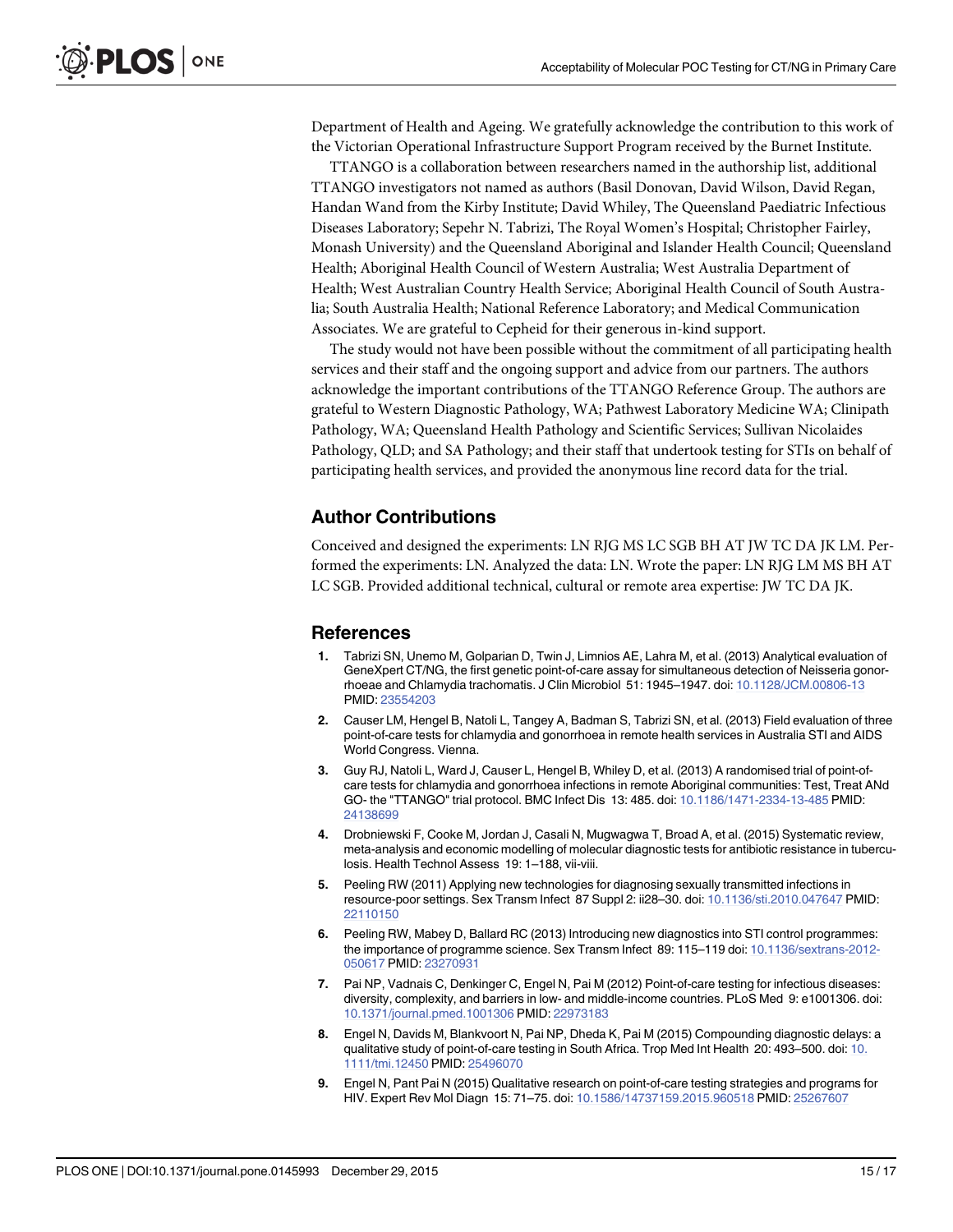Department of Health and Ageing. We gratefully acknowledge the contribution to this work of the Victorian Operational Infrastructure Support Program received by the Burnet Institute.

TTANGO is a collaboration between researchers named in the authorship list, additional TTANGO investigators not named as authors (Basil Donovan, David Wilson, David Regan, Handan Wand from the Kirby Institute; David Whiley, The Queensland Paediatric Infectious Diseases Laboratory; Sepehr N. Tabrizi, The Royal Women's Hospital; Christopher Fairley, Monash University) and the Queensland Aboriginal and Islander Health Council; Queensland Health; Aboriginal Health Council of Western Australia; West Australia Department of Health; West Australian Country Health Service; Aboriginal Health Council of South Australia; South Australia Health; National Reference Laboratory; and Medical Communication Associates. We are grateful to Cepheid for their generous in-kind support.

The study would not have been possible without the commitment of all participating health services and their staff and the ongoing support and advice from our partners. The authors acknowledge the important contributions of the TTANGO Reference Group. The authors are grateful to Western Diagnostic Pathology, WA; Pathwest Laboratory Medicine WA; Clinipath Pathology, WA; Queensland Health Pathology and Scientific Services; Sullivan Nicolaides Pathology, QLD; and SA Pathology; and their staff that undertook testing for STIs on behalf of participating health services, and provided the anonymous line record data for the trial.

## Author Contributions

Conceived and designed the experiments: LN RJG MS LC SGB BH AT JW TC DA JK LM. Performed the experiments: LN. Analyzed the data: LN. Wrote the paper: LN RJG LM MS BH AT LC SGB. Provided additional technical, cultural or remote area expertise: JW TC DA JK.

## References

1. Tabrizi SN, Unemo M, Golparian D, Twin J, Limnios AE, Lahra M, et al. (2013) Analytical evaluation of GeneXpert CT/NG, the first genetic point-of-care assay for simultaneous detection of Neisseria gonorrhoeae and Chlamydia trachomatis. J Clin Microbiol 51: 1945–1947. doi: 10.1128/JCM.00806-13 PMID: 23554203
2. Causer LM, Hengel B, Natoli L, Tangey A, Badman S, Tabrizi SN, et al. (2013) Field evaluation of three point-of-care tests for chlamydia and gonorrhoea in remote health services in Australia STI and AIDS World Congress. Vienna.
3. Guy RJ, Natoli L, Ward J, Causer L, Hengel B, Whiley D, et al. (2013) A randomised trial of point-of-care tests for chlamydia and gonorrhoea infections in remote Aboriginal communities: Test, Treat ANd GO- the "TTANGO" trial protocol. BMC Infect Dis 13: 485. doi: 10.1186/1471-2334-13-485 PMID: 24138699
4. Drobniewski F, Cooke M, Jordan J, Casali N, Mugwagwa T, Broad A, et al. (2015) Systematic review, meta-analysis and economic modelling of molecular diagnostic tests for antibiotic resistance in tuberculosis. Health Technol Assess 19: 1–188, vii-viii.
5. Peeling RW (2011) Applying new technologies for diagnosing sexually transmitted infections in resource-poor settings. Sex Transm Infect 87 Suppl 2: ii28–30. doi: 10.1136/sti.2010.047647 PMID: 22110150
6. Peeling RW, Mabey D, Ballard RC (2013) Introducing new diagnostics into STI control programmes: the importance of programme science. Sex Transm Infect 89: 115–119 doi: 10.1136/sextrans-2012-050617 PMID: 23270931
7. Pai NP, Vadnais C, Denkinger C, Engel N, Pai M (2012) Point-of-care testing for infectious diseases: diversity, complexity, and barriers in low- and middle-income countries. PLoS Med 9: e1001306. doi: 10.1371/journal.pmed.1001306 PMID: 22973183
8. Engel N, Davids M, Blankvoort N, Pai NP, Dheda K, Pai M (2015) Compounding diagnostic delays: a qualitative study of point-of-care testing in South Africa. Trop Med Int Health 20: 493–500. doi: 10.1111/tmi.12450 PMID: 25496070
9. Engel N, Pant Pai N (2015) Qualitative research on point-of-care testing strategies and programs for HIV. Expert Rev Mol Diagn 15: 71–75. doi: 10.1586/14737159.2015.960518 PMID: 25267607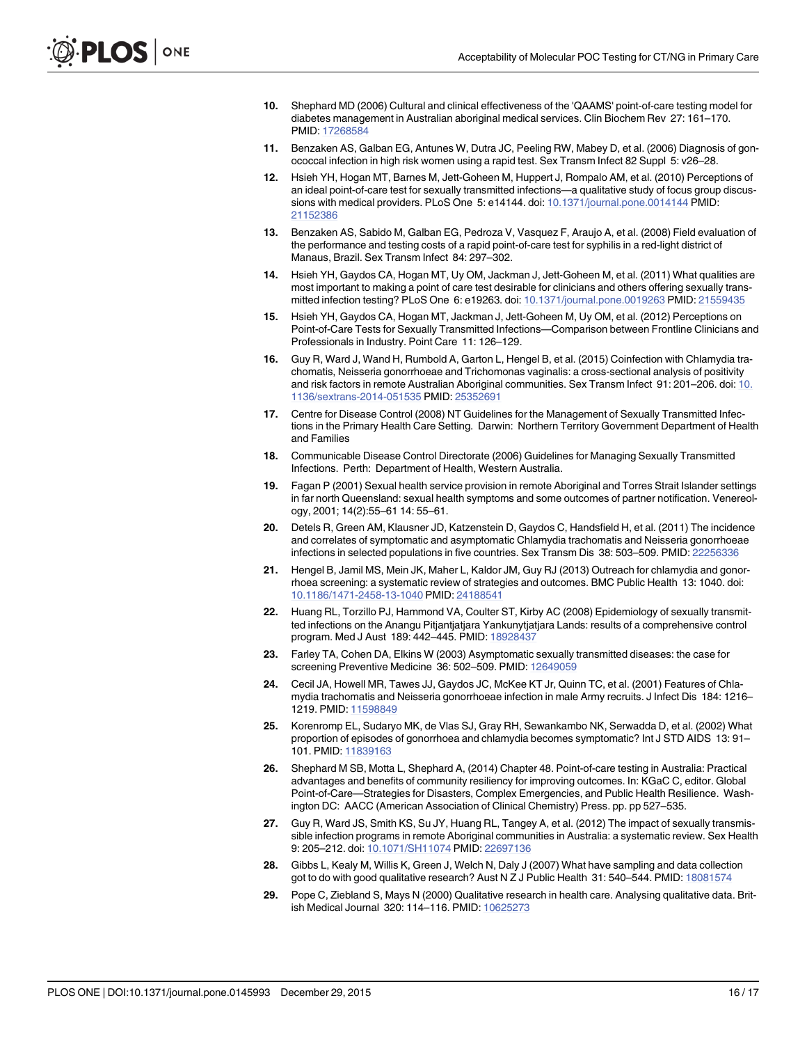10. Shephard MD (2006) Cultural and clinical effectiveness of the 'QAAMS' point-of-care testing model for diabetes management in Australian aboriginal medical services. Clin Biochem Rev 27: 161–170. PMID: 17268584

11. Benzaken AS, Galban EG, Antunes W, Dutra JC, Peeling RW, Mabey D, et al. (2006) Diagnosis of gonococcal infection in high risk women using a rapid test. Sex Transm Infect 82 Suppl 5: v26–28.

12. Hsieh YH, Hogan MT, Barnes M, Jett-Goheen M, Huppert J, Rompalo AM, et al. (2010) Perceptions of an ideal point-of-care test for sexually transmitted infections—a qualitative study of focus group discussions with medical providers. PLoS One 5: e14144. doi: 10.1371/journal.pone.0014144 PMID: 21152386

13. Benzaken AS, Sabido M, Galban EG, Pedroza V, Vasquez F, Araujo A, et al. (2008) Field evaluation of the performance and testing costs of a rapid point-of-care test for syphilis in a red-light district of Manaus, Brazil. Sex Transm Infect 84: 297–302.

14. Hsieh YH, Gaydos CA, Hogan MT, Uy OM, Jackman J, Jett-Goheen M, et al. (2011) What qualities are most important to making a point of care test desirable for clinicians and others offering sexually transmitted infection testing? PLoS One 6: e19263. doi: 10.1371/journal.pone.0019263 PMID: 21559435

15. Hsieh YH, Gaydos CA, Hogan MT, Jackman J, Jett-Goheen M, Uy OM, et al. (2012) Perceptions on Point-of-Care Tests for Sexually Transmitted Infections—Comparison between Frontline Clinicians and Professionals in Industry. Point Care 11: 126–129.

16. Guy R, Ward J, Wand H, Rumbold A, Garton L, Hengel B, et al. (2015) Coinfection with Chlamydia trachomatis, Neisseria gonorrhoeae and Trichomonas vaginalis: a cross-sectional analysis of positivity and risk factors in remote Australian Aboriginal communities. Sex Transm Infect 91: 201–206. doi: 10.1136/sextrans-2014-051535 PMID: 25352691

17. Centre for Disease Control (2008) NT Guidelines for the Management of Sexually Transmitted Infections in the Primary Health Care Setting. Darwin: Northern Territory Government Department of Health and Families

18. Communicable Disease Control Directorate (2006) Guidelines for Managing Sexually Transmitted Infections. Perth: Department of Health, Western Australia.

19. Fagan P (2001) Sexual health service provision in remote Aboriginal and Torres Strait Islander settings in far north Queensland: sexual health symptoms and some outcomes of partner notification. Venereology, 2001; 14(2):55–61 14: 55–61.

20. Detels R, Green AM, Klausner JD, Katzenstein D, Gaydos C, Handsfield H, et al. (2011) The incidence and correlates of symptomatic and asymptomatic Chlamydia trachomatis and Neisseria gonorrhoeae infections in selected populations in five countries. Sex Transm Dis 38: 503–509. PMID: 22256336

21. Hengel B, Jamil MS, Mein JK, Maher L, Kaldor JM, Guy RJ (2013) Outreach for chlamydia and gonorrhoea screening: a systematic review of strategies and outcomes. BMC Public Health 13: 1040. doi: 10.1186/1471-2458-13-1040 PMID: 24188541

22. Huang RL, Torzillo PJ, Hammond VA, Coulter ST, Kirby AC (2008) Epidemiology of sexually transmitted infections on the Anangu Pitjantjatjara Yankunytjatjara Lands: results of a comprehensive control program. Med J Aust 189: 442–445. PMID: 18928437

23. Farley TA, Cohen DA, Elkins W (2003) Asymptomatic sexually transmitted diseases: the case for screening Preventive Medicine 36: 502–509. PMID: 12649059

24. Cecil JA, Howell MR, Tawes JJ, Gaydos JC, McKee KT Jr, Quinn TC, et al. (2001) Features of Chlamydia trachomatis and Neisseria gonorrhoeae infection in male Army recruits. J Infect Dis 184: 1216–1219. PMID: 11598849

25. Korenromp EL, Sudaryo MK, de Vlas SJ, Gray RH, Sewankambo NK, Serwadda D, et al. (2002) What proportion of episodes of gonorrhoea and chlamydia becomes symptomatic? Int J STD AIDS 13: 91–101. PMID: 11839163

26. Shephard M SB, Motta L, Shephard A, (2014) Chapter 48. Point-of-care testing in Australia: Practical advantages and benefits of community resiliency for improving outcomes. In: KGaC C, editor. Global Point-of-Care—Strategies for Disasters, Complex Emergencies, and Public Health Resilience. Washington DC: AACC (American Association of Clinical Chemistry) Press. pp. pp 527–535.

27. Guy R, Ward JS, Smith KS, Su JY, Huang RL, Tangey A, et al. (2012) The impact of sexually transmissible infection programs in remote Aboriginal communities in Australia: a systematic review. Sex Health 9: 205–212. doi: 10.1071/SH11074 PMID: 22697136

28. Gibbs L, Kealy M, Willis K, Green J, Welch N, Daly J (2007) What have sampling and data collection got to do with good qualitative research? Aust N Z J Public Health 31: 540–544. PMID: 18081574

29. Pope C, Ziebland S, Mays N (2000) Qualitative research in health care. Analysing qualitative data. British Medical Journal 320: 114–116. PMID: 10625273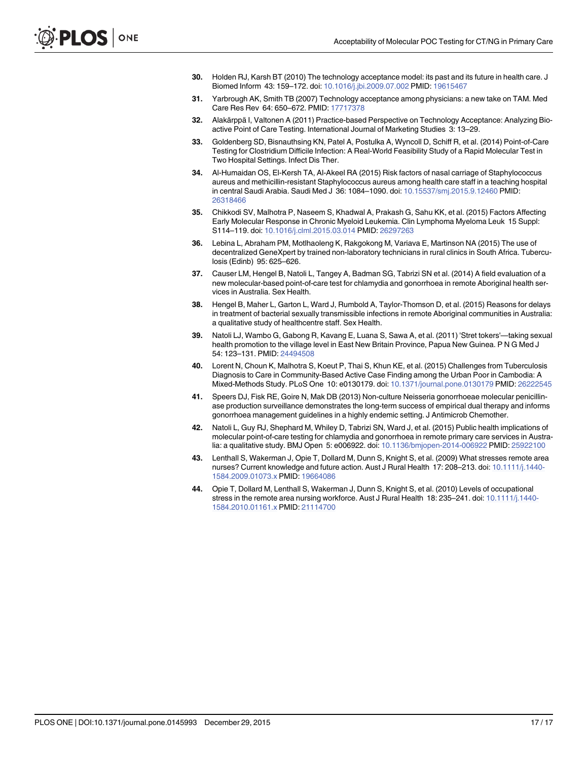30. Holden RJ, Karsh BT (2010) The technology acceptance model: its past and its future in health care. J Biomed Inform 43: 159–172. doi: 10.1016/j.jbi.2009.07.002 PMID: 19615467

31. Yarbrough AK, Smith TB (2007) Technology acceptance among physicians: a new take on TAM. Med Care Res Rev 64: 650–672. PMID: 17717378

32. Alakärppä I, Valtonen A (2011) Practice-based Perspective on Technology Acceptance: Analyzing Bio-active Point of Care Testing. International Journal of Marketing Studies 3: 13–29.

33. Goldenberg SD, Bisnauthsing KN, Patel A, Postulka A, Wyncoll D, Schiff R, et al. (2014) Point-of-Care Testing for Clostridium Difficile Infection: A Real-World Feasibility Study of a Rapid Molecular Test in Two Hospital Settings. Infect Dis Ther.

34. Al-Humaidan OS, El-Kersh TA, Al-Akeel RA (2015) Risk factors of nasal carriage of Staphylococcus aureus and methicillin-resistant Staphylococcus aureus among health care staff in a teaching hospital in central Saudi Arabia. Saudi Med J 36: 1084–1090. doi: 10.15537/smj.2015.9.12460 PMID: 26318466

35. Chikkodi SV, Malhotra P, Naseem S, Khadwal A, Prakash G, Sahu KK, et al. (2015) Factors Affecting Early Molecular Response in Chronic Myeloid Leukemia. Clin Lymphoma Myeloma Leuk 15 Suppl: S114–119. doi: 10.1016/j.clml.2015.03.014 PMID: 26297263

36. Lebina L, Abraham PM, Motlhaoleng K, Rakgokong M, Variava E, Martinson NA (2015) The use of decentralized GeneXpert by trained non-laboratory technicians in rural clinics in South Africa. Tuberculosis (Edinb) 95: 625–626.

37. Causer LM, Hengel B, Natoli L, Tangey A, Badman SG, Tabrizi SN et al. (2014) A field evaluation of a new molecular-based point-of-care test for chlamydia and gonorrhoea in remote Aboriginal health services in Australia. Sex Health.

38. Hengel B, Maher L, Garton L, Ward J, Rumbold A, Taylor-Thomson D, et al. (2015) Reasons for delays in treatment of bacterial sexually transmissible infections in remote Aboriginal communities in Australia: a qualitative study of healthcentre staff. Sex Health.

39. Natoli LJ, Wambo G, Gabong R, Kavang E, Luana S, Sawa A, et al. (2011) 'Stret tokers'—taking sexual health promotion to the village level in East New Britain Province, Papua New Guinea. P N G Med J 54: 123–131. PMID: 24494508

40. Lorent N, Choun K, Malhotra S, Koeut P, Thai S, Khun KE, et al. (2015) Challenges from Tuberculosis Diagnosis to Care in Community-Based Active Case Finding among the Urban Poor in Cambodia: A Mixed-Methods Study. PLoS One 10: e0130179. doi: 10.1371/journal.pone.0130179 PMID: 26222545

41. Speers DJ, Fisk RE, Goire N, Mak DB (2013) Non-culture Neisseria gonorrhoeae molecular penicillinase production surveillance demonstrates the long-term success of empirical dual therapy and informs gonorrhoea management guidelines in a highly endemic setting. J Antimicrob Chemother.

42. Natoli L, Guy RJ, Shephard M, Whiley D, Tabrizi SN, Ward J, et al. (2015) Public health implications of molecular point-of-care testing for chlamydia and gonorrhoea in remote primary care services in Australia: a qualitative study. BMJ Open 5: e006922. doi: 10.1136/bmjopen-2014-006922 PMID: 25922100

43. Lenthall S, Wakerman J, Opie T, Dollard M, Dunn S, Knight S, et al. (2009) What stresses remote area nurses? Current knowledge and future action. Aust J Rural Health 17: 208–213. doi: 10.1111/j.1440-1584.2009.01073.x PMID: 19664086

44. Opie T, Dollard M, Lenthall S, Wakerman J, Dunn S, Knight S, et al. (2010) Levels of occupational stress in the remote area nursing workforce. Aust J Rural Health 18: 235–241. doi: 10.1111/j.1440-1584.2010.01161.x PMID: 21114700